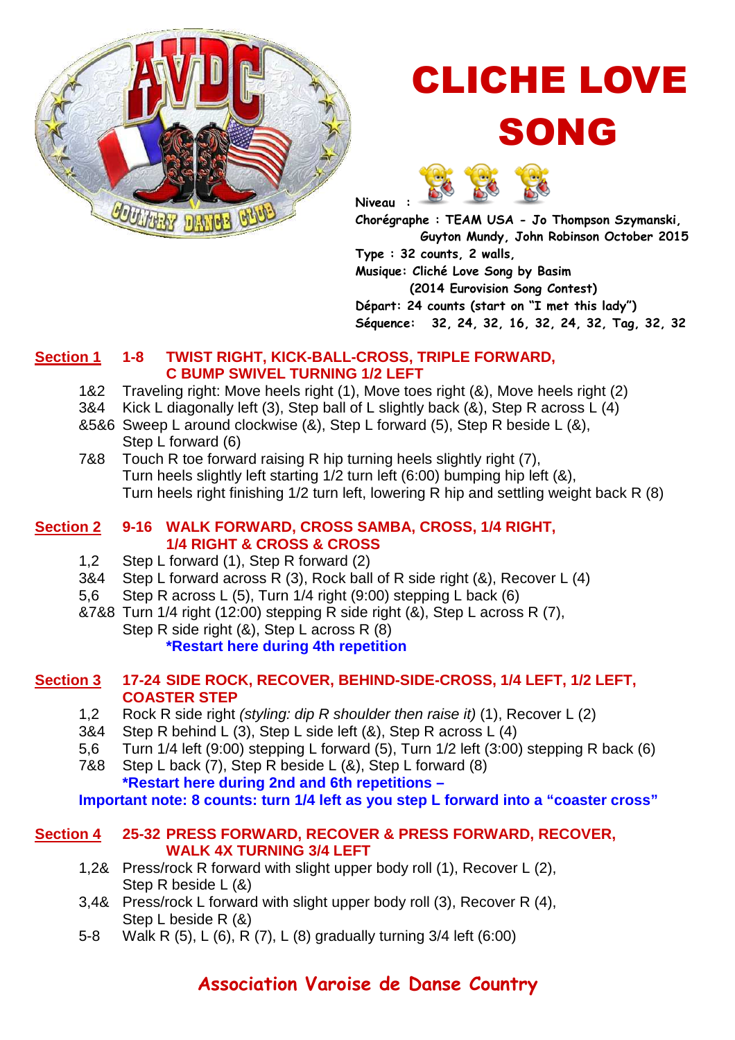# CLICHE LOVE SONG

**Niveau :**

**Chorégraphe : TEAM USA - Jo Thompson Szymanski, Guyton Mundy, John Robinson October 2015**

**Type : 32 counts, 2 walls,**

**Musique: Cliché Love Song by Basim (2014 Eurovision Song Contest)**

**Départ: 24 counts (start on "I met this lady")**

**Séquence: 32, 24, 32, 16, 32, 24, 32, Tag, 32, 32**

## Section 1 1-8 TWIST RIGHT, KICK-BALL-CROSS, TRIPLE FORWARD, C BUMP SWIVEL TURNING 1/2 LEFT

- 1&2 Traveling right: Move heels right (1), Move toes right (&), Move heels right (2)
- 3&4 Kick L diagonally left (3), Step ball of L slightly back (&), Step R across L (4)
- &5&6 Sweep L around clockwise (&), Step L forward (5), Step R beside L (&), Step L forward (6)
- 7&8 Touch R toe forward raising R hip turning heels slightly right (7), Turn heels slightly left starting 1/2 turn left (6:00) bumping hip left (&), Turn heels right finishing 1/2 turn left, lowering R hip and settling weight back R (8)

## Section 2 9-16 WALK FORWARD, CROSS SAMBA, CROSS, 1/4 RIGHT, 1/4 RIGHT & CROSS & CROSS

- 1,2 Step L forward (1), Step R forward (2)
- 3&4 Step L forward across R (3), Rock ball of R side right (&), Recover L (4)
- 5,6 Step R across L (5), Turn 1/4 right (9:00) stepping L back (6)
- &7&8 Turn 1/4 right (12:00) stepping R side right (&), Step L across R (7), Step R side right (&), Step L across R (8)

**\*Restart here during 4th repetition**

## Section 3 17-24 SIDE ROCK, RECOVER, BEHIND-SIDE-CROSS, 1/4 LEFT, 1/2 LEFT, COASTER STEP

- 1,2 Rock R side right *(styling: dip R shoulder then raise it)* (1), Recover L (2)
- 3&4 Step R behind L (3), Step L side left (&), Step R across L (4)
- 5,6 Turn 1/4 left (9:00) stepping L forward (5), Turn 1/2 left (3:00) stepping R back (6)
- 7&8 Step L back (7), Step R beside L (&), Step L forward (8)

**\*Restart here during 2nd and 6th repetitions –**

**Important note: 8 counts: turn 1/4 left as you step L forward into a "coaster cross"**

## Section 4 25-32 PRESS FORWARD, RECOVER & PRESS FORWARD, RECOVER, WALK 4X TURNING 3/4 LEFT

- 1,2& Press/rock R forward with slight upper body roll (1), Recover L (2), Step R beside L (&)
- 3,4& Press/rock L forward with slight upper body roll (3), Recover R (4), Step L beside R (&)
- 5-8 Walk R (5), L (6), R (7), L (8) gradually turning 3/4 left (6:00)

**Association Varoise de Danse Country**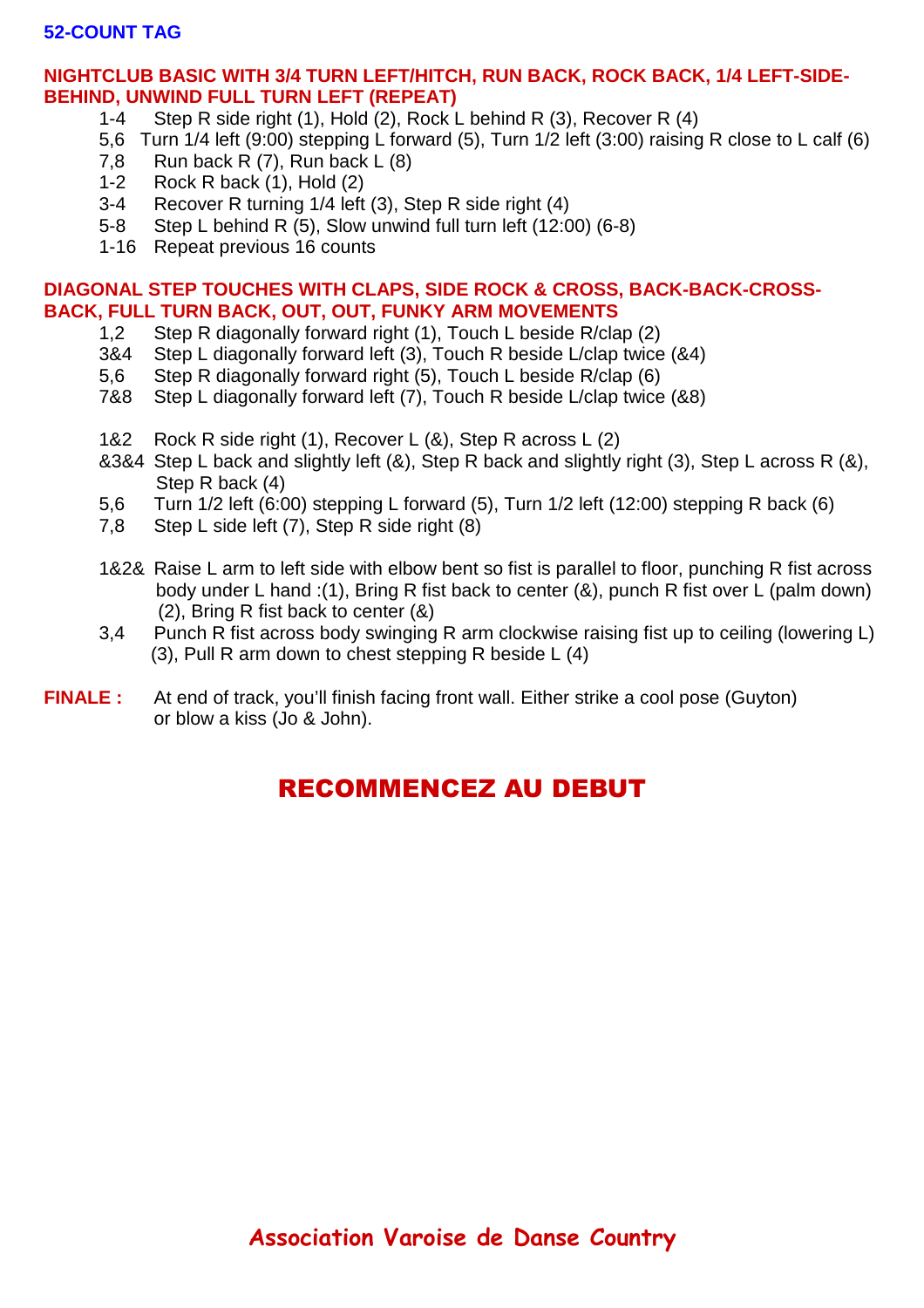**52-COUNT TAG**

**NIGHTCLUB BASIC WITH 3/4 TURN LEFT/HITCH, RUN BACK, ROCK BACK, 1/4 LEFT-SIDE-BEHIND, UNWIND FULL TURN LEFT (REPEAT)**

1-4 Step R side right (1), Hold (2), Rock L behind R (3), Recover R (4)
5,6 Turn 1/4 left (9:00) stepping L forward (5), Turn 1/2 left (3:00) raising R close to L calf (6)
7,8 Run back R (7), Run back L (8)
1-2 Rock R back (1), Hold (2)
3-4 Recover R turning 1/4 left (3), Step R side right (4)
5-8 Step L behind R (5), Slow unwind full turn left (12:00) (6-8)
1-16 Repeat previous 16 counts

**DIAGONAL STEP TOUCHES WITH CLAPS, SIDE ROCK & CROSS, BACK-BACK-CROSS-BACK, FULL TURN BACK, OUT, OUT, FUNKY ARM MOVEMENTS**

1,2 Step R diagonally forward right (1), Touch L beside R/clap (2)
3&4 Step L diagonally forward left (3), Touch R beside L/clap twice (&4)
5,6 Step R diagonally forward right (5), Touch L beside R/clap (6)
7&8 Step L diagonally forward left (7), Touch R beside L/clap twice (&8)

1&2 Rock R side right (1), Recover L (&), Step R across L (2)
&3&4 Step L back and slightly left (&), Step R back and slightly right (3), Step L across R (&), Step R back (4)
5,6 Turn 1/2 left (6:00) stepping L forward (5), Turn 1/2 left (12:00) stepping R back (6)
7,8 Step L side left (7), Step R side right (8)

1&2& Raise L arm to left side with elbow bent so fist is parallel to floor, punching R fist across body under L hand :(1), Bring R fist back to center (&), punch R fist over L (palm down) (2), Bring R fist back to center (&)
3,4 Punch R fist across body swinging R arm clockwise raising fist up to ceiling (lowering L) (3), Pull R arm down to chest stepping R beside L (4)

**FINALE :** At end of track, you'll finish facing front wall. Either strike a cool pose (Guyton) or blow a kiss (Jo & John).

## RECOMMENCEZ AU DEBUT

**Association Varoise de Danse Country**